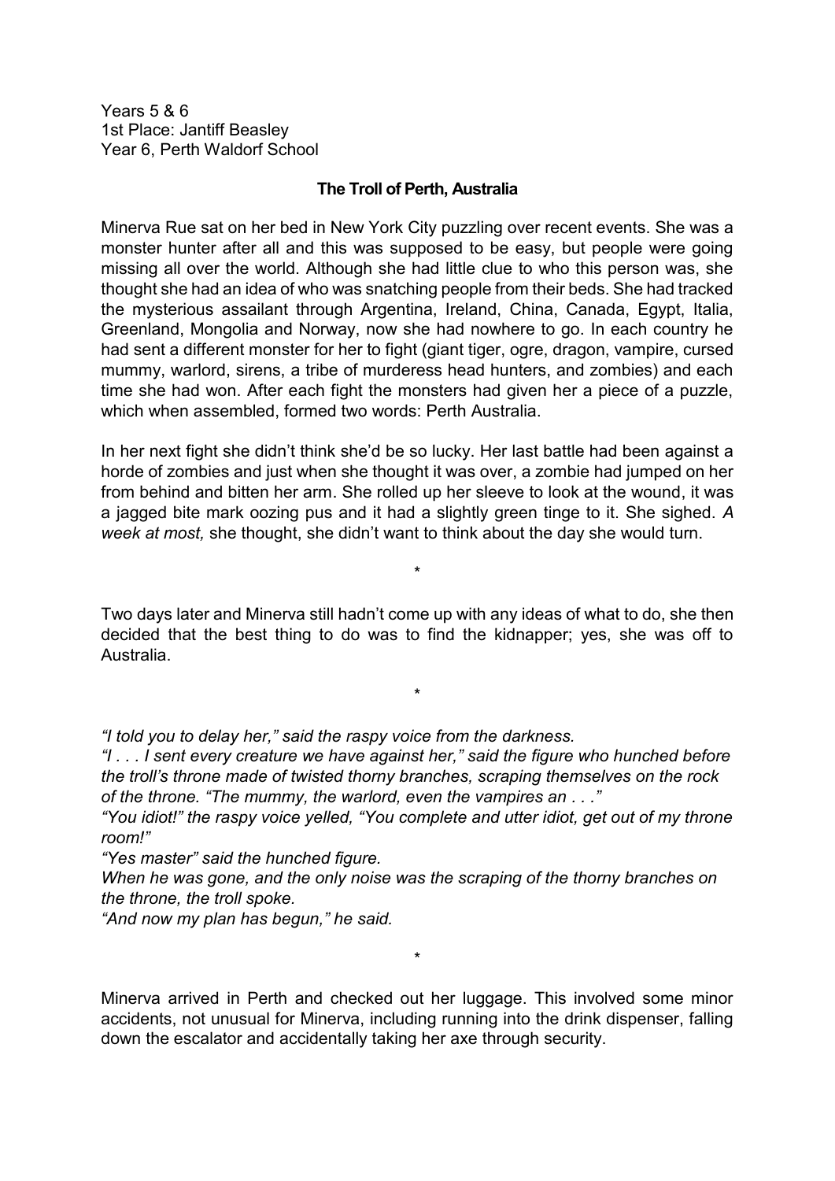Years 5 & 6
1st Place: Jantiff Beasley
Year 6, Perth Waldorf School

**The Troll of Perth, Australia**

Minerva Rue sat on her bed in New York City puzzling over recent events. She was a monster hunter after all and this was supposed to be easy, but people were going missing all over the world. Although she had little clue to who this person was, she thought she had an idea of who was snatching people from their beds. She had tracked the mysterious assailant through Argentina, Ireland, China, Canada, Egypt, Italia, Greenland, Mongolia and Norway, now she had nowhere to go. In each country he had sent a different monster for her to fight (giant tiger, ogre, dragon, vampire, cursed mummy, warlord, sirens, a tribe of murderess head hunters, and zombies) and each time she had won. After each fight the monsters had given her a piece of a puzzle, which when assembled, formed two words: Perth Australia.

In her next fight she didn't think she'd be so lucky. Her last battle had been against a horde of zombies and just when she thought it was over, a zombie had jumped on her from behind and bitten her arm. She rolled up her sleeve to look at the wound, it was a jagged bite mark oozing pus and it had a slightly green tinge to it. She sighed. *A week at most,* she thought, she didn't want to think about the day she would turn.

*

Two days later and Minerva still hadn't come up with any ideas of what to do, she then decided that the best thing to do was to find the kidnapper; yes, she was off to Australia.

*

*"I told you to delay her," said the raspy voice from the darkness.*
*"I . . . I sent every creature we have against her," said the figure who hunched before the troll's throne made of twisted thorny branches, scraping themselves on the rock of the throne. "The mummy, the warlord, even the vampires an . . ."*
*"You idiot!" the raspy voice yelled, "You complete and utter idiot, get out of my throne room!"*
*"Yes master" said the hunched figure.*
*When he was gone, and the only noise was the scraping of the thorny branches on the throne, the troll spoke.*
*"And now my plan has begun," he said.*

*

Minerva arrived in Perth and checked out her luggage. This involved some minor accidents, not unusual for Minerva, including running into the drink dispenser, falling down the escalator and accidentally taking her axe through security.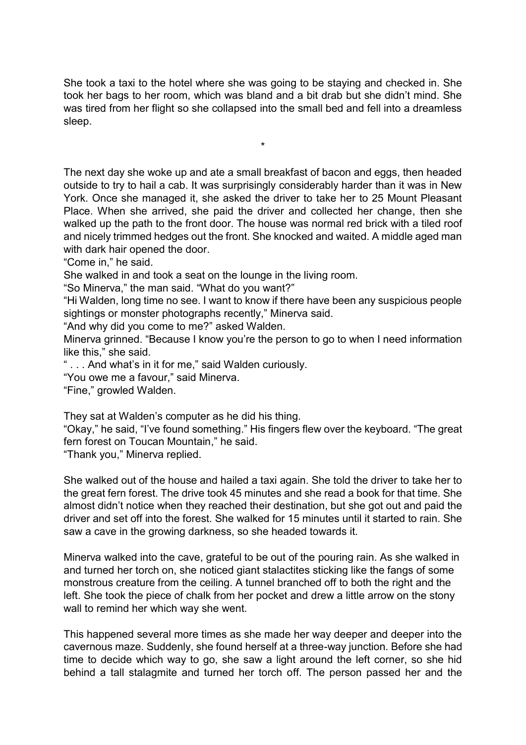She took a taxi to the hotel where she was going to be staying and checked in. She took her bags to her room, which was bland and a bit drab but she didn't mind. She was tired from her flight so she collapsed into the small bed and fell into a dreamless sleep.

*

The next day she woke up and ate a small breakfast of bacon and eggs, then headed outside to try to hail a cab. It was surprisingly considerably harder than it was in New York. Once she managed it, she asked the driver to take her to 25 Mount Pleasant Place. When she arrived, she paid the driver and collected her change, then she walked up the path to the front door. The house was normal red brick with a tiled roof and nicely trimmed hedges out the front. She knocked and waited. A middle aged man with dark hair opened the door.

"Come in," he said.

She walked in and took a seat on the lounge in the living room.

"So Minerva," the man said. "What do you want?"

"Hi Walden, long time no see. I want to know if there have been any suspicious people sightings or monster photographs recently," Minerva said.

"And why did you come to me?" asked Walden.

Minerva grinned. "Because I know you're the person to go to when I need information like this," she said.

" . . . And what's in it for me," said Walden curiously.

"You owe me a favour," said Minerva.

"Fine," growled Walden.

They sat at Walden's computer as he did his thing.

"Okay," he said, "I've found something." His fingers flew over the keyboard. "The great fern forest on Toucan Mountain," he said.

"Thank you," Minerva replied.

She walked out of the house and hailed a taxi again. She told the driver to take her to the great fern forest. The drive took 45 minutes and she read a book for that time. She almost didn't notice when they reached their destination, but she got out and paid the driver and set off into the forest. She walked for 15 minutes until it started to rain. She saw a cave in the growing darkness, so she headed towards it.

Minerva walked into the cave, grateful to be out of the pouring rain. As she walked in and turned her torch on, she noticed giant stalactites sticking like the fangs of some monstrous creature from the ceiling. A tunnel branched off to both the right and the left. She took the piece of chalk from her pocket and drew a little arrow on the stony wall to remind her which way she went.

This happened several more times as she made her way deeper and deeper into the cavernous maze. Suddenly, she found herself at a three-way junction. Before she had time to decide which way to go, she saw a light around the left corner, so she hid behind a tall stalagmite and turned her torch off. The person passed her and the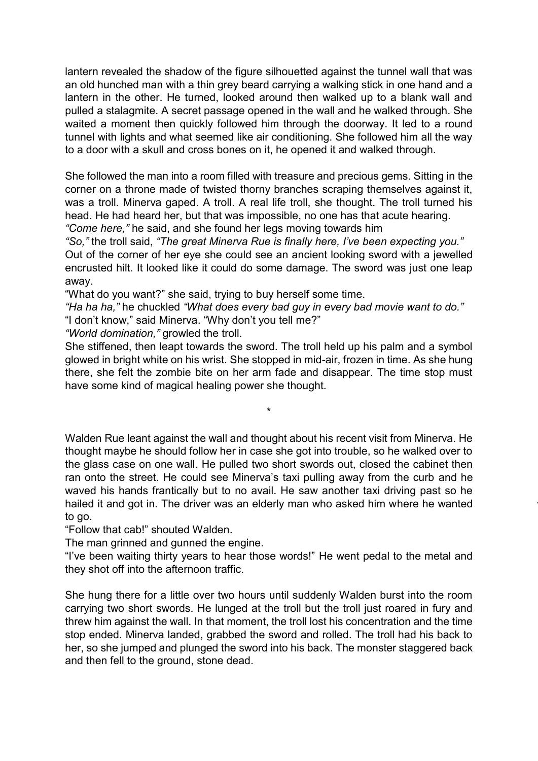lantern revealed the shadow of the figure silhouetted against the tunnel wall that was an old hunched man with a thin grey beard carrying a walking stick in one hand and a lantern in the other. He turned, looked around then walked up to a blank wall and pulled a stalagmite. A secret passage opened in the wall and he walked through. She waited a moment then quickly followed him through the doorway. It led to a round tunnel with lights and what seemed like air conditioning. She followed him all the way to a door with a skull and cross bones on it, he opened it and walked through.

She followed the man into a room filled with treasure and precious gems. Sitting in the corner on a throne made of twisted thorny branches scraping themselves against it, was a troll. Minerva gaped. A troll. A real life troll, she thought. The troll turned his head. He had heard her, but that was impossible, no one has that acute hearing.

*"Come here,"* he said, and she found her legs moving towards him

*"So,"* the troll said, *"The great Minerva Rue is finally here, I've been expecting you."*

Out of the corner of her eye she could see an ancient looking sword with a jewelled encrusted hilt. It looked like it could do some damage. The sword was just one leap away.

"What do you want?" she said, trying to buy herself some time.

*"Ha ha ha,"* he chuckled *"What does every bad guy in every bad movie want to do."*

"I don't know," said Minerva. "Why don't you tell me?"

*"World domination,"* growled the troll.

She stiffened, then leapt towards the sword. The troll held up his palm and a symbol glowed in bright white on his wrist. She stopped in mid-air, frozen in time. As she hung there, she felt the zombie bite on her arm fade and disappear. The time stop must have some kind of magical healing power she thought.

*

Walden Rue leant against the wall and thought about his recent visit from Minerva. He thought maybe he should follow her in case she got into trouble, so he walked over to the glass case on one wall. He pulled two short swords out, closed the cabinet then ran onto the street. He could see Minerva's taxi pulling away from the curb and he waved his hands frantically but to no avail. He saw another taxi driving past so he hailed it and got in. The driver was an elderly man who asked him where he wanted to go.

"Follow that cab!" shouted Walden.

The man grinned and gunned the engine.

"I've been waiting thirty years to hear those words!" He went pedal to the metal and they shot off into the afternoon traffic.

She hung there for a little over two hours until suddenly Walden burst into the room carrying two short swords. He lunged at the troll but the troll just roared in fury and threw him against the wall. In that moment, the troll lost his concentration and the time stop ended. Minerva landed, grabbed the sword and rolled. The troll had his back to her, so she jumped and plunged the sword into his back. The monster staggered back and then fell to the ground, stone dead.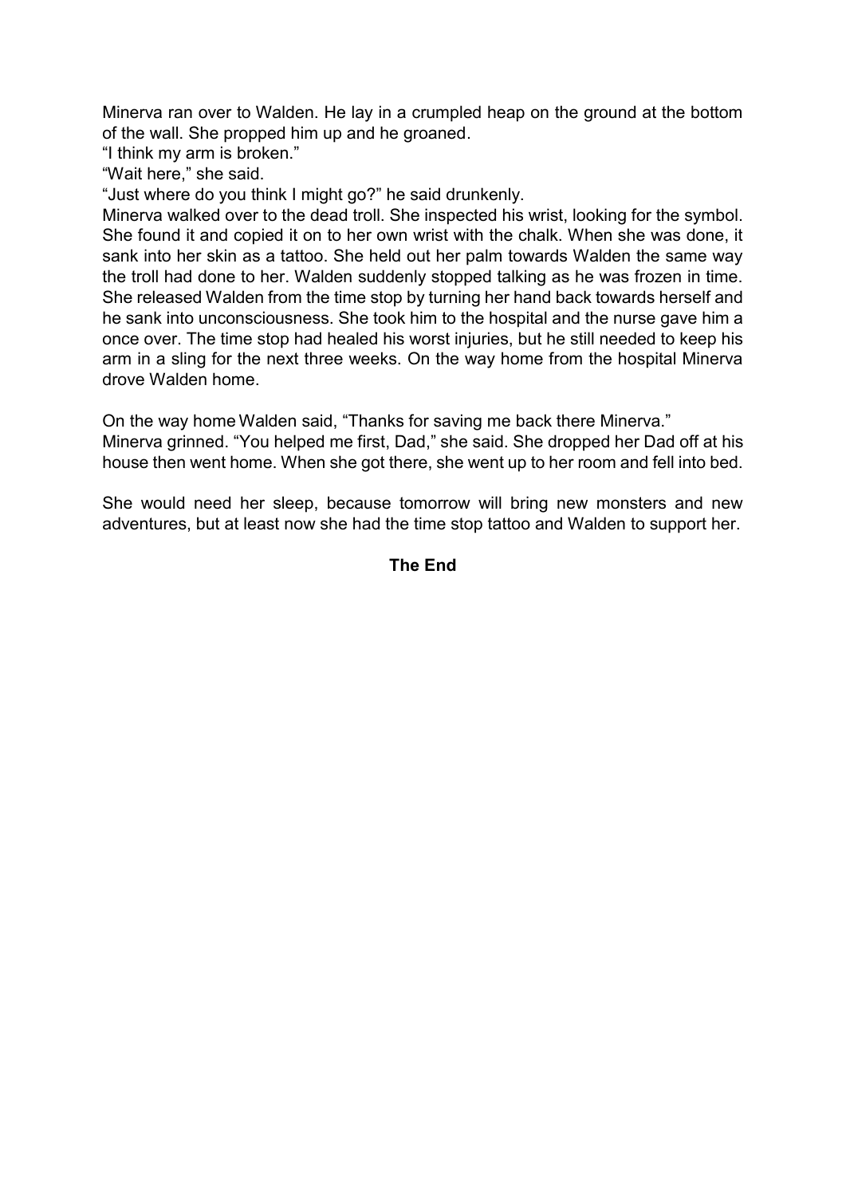Minerva ran over to Walden. He lay in a crumpled heap on the ground at the bottom of the wall. She propped him up and he groaned.

"I think my arm is broken."

"Wait here," she said.

"Just where do you think I might go?" he said drunkenly.

Minerva walked over to the dead troll. She inspected his wrist, looking for the symbol. She found it and copied it on to her own wrist with the chalk. When she was done, it sank into her skin as a tattoo. She held out her palm towards Walden the same way the troll had done to her. Walden suddenly stopped talking as he was frozen in time. She released Walden from the time stop by turning her hand back towards herself and he sank into unconsciousness. She took him to the hospital and the nurse gave him a once over. The time stop had healed his worst injuries, but he still needed to keep his arm in a sling for the next three weeks. On the way home from the hospital Minerva drove Walden home.

On the way home Walden said, "Thanks for saving me back there Minerva."

Minerva grinned. "You helped me first, Dad," she said. She dropped her Dad off at his house then went home. When she got there, she went up to her room and fell into bed.

She would need her sleep, because tomorrow will bring new monsters and new adventures, but at least now she had the time stop tattoo and Walden to support her.

**The End**